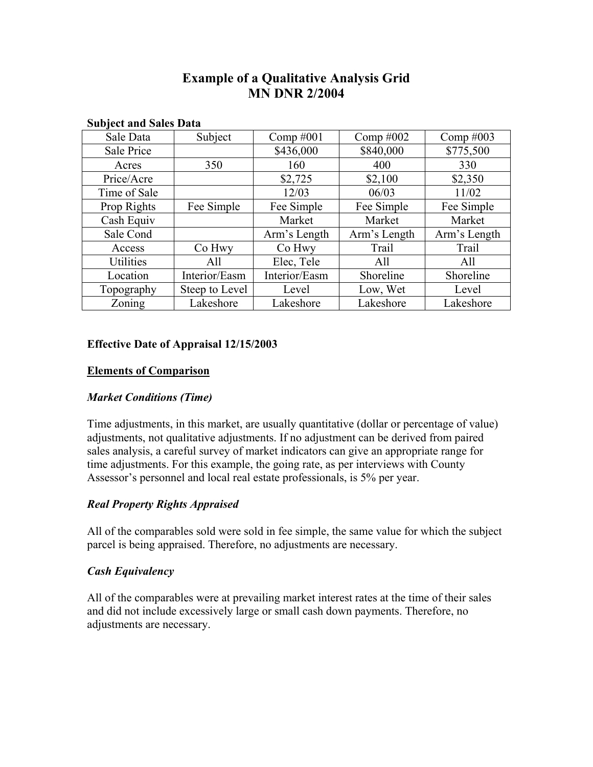# Example of a Qualitative Analysis Grid
# MN DNR 2/2004

**Subject and Sales Data**

| Sale Data | Subject | Comp #001 | Comp #002 | Comp #003 |
|---|---|---|---|---|
| Sale Price | | $436,000 | $840,000 | $775,500 |
| Acres | 350 | 160 | 400 | 330 |
| Price/Acre | | $2,725 | $2,100 | $2,350 |
| Time of Sale | | 12/03 | 06/03 | 11/02 |
| Prop Rights | Fee Simple | Fee Simple | Fee Simple | Fee Simple |
| Cash Equiv | | Market | Market | Market |
| Sale Cond | | Arm's Length | Arm's Length | Arm's Length |
| Access | Co Hwy | Co Hwy | Trail | Trail |
| Utilities | All | Elec, Tele | All | All |
| Location | Interior/Easm | Interior/Easm | Shoreline | Shoreline |
| Topography | Steep to Level | Level | Low, Wet | Level |
| Zoning | Lakeshore | Lakeshore | Lakeshore | Lakeshore |

**Effective Date of Appraisal 12/15/2003**

**Elements of Comparison**

***Market Conditions (Time)***

Time adjustments, in this market, are usually quantitative (dollar or percentage of value) adjustments, not qualitative adjustments. If no adjustment can be derived from paired sales analysis, a careful survey of market indicators can give an appropriate range for time adjustments. For this example, the going rate, as per interviews with County Assessor's personnel and local real estate professionals, is 5% per year.

***Real Property Rights Appraised***

All of the comparables sold were sold in fee simple, the same value for which the subject parcel is being appraised. Therefore, no adjustments are necessary.

***Cash Equivalency***

All of the comparables were at prevailing market interest rates at the time of their sales and did not include excessively large or small cash down payments. Therefore, no adjustments are necessary.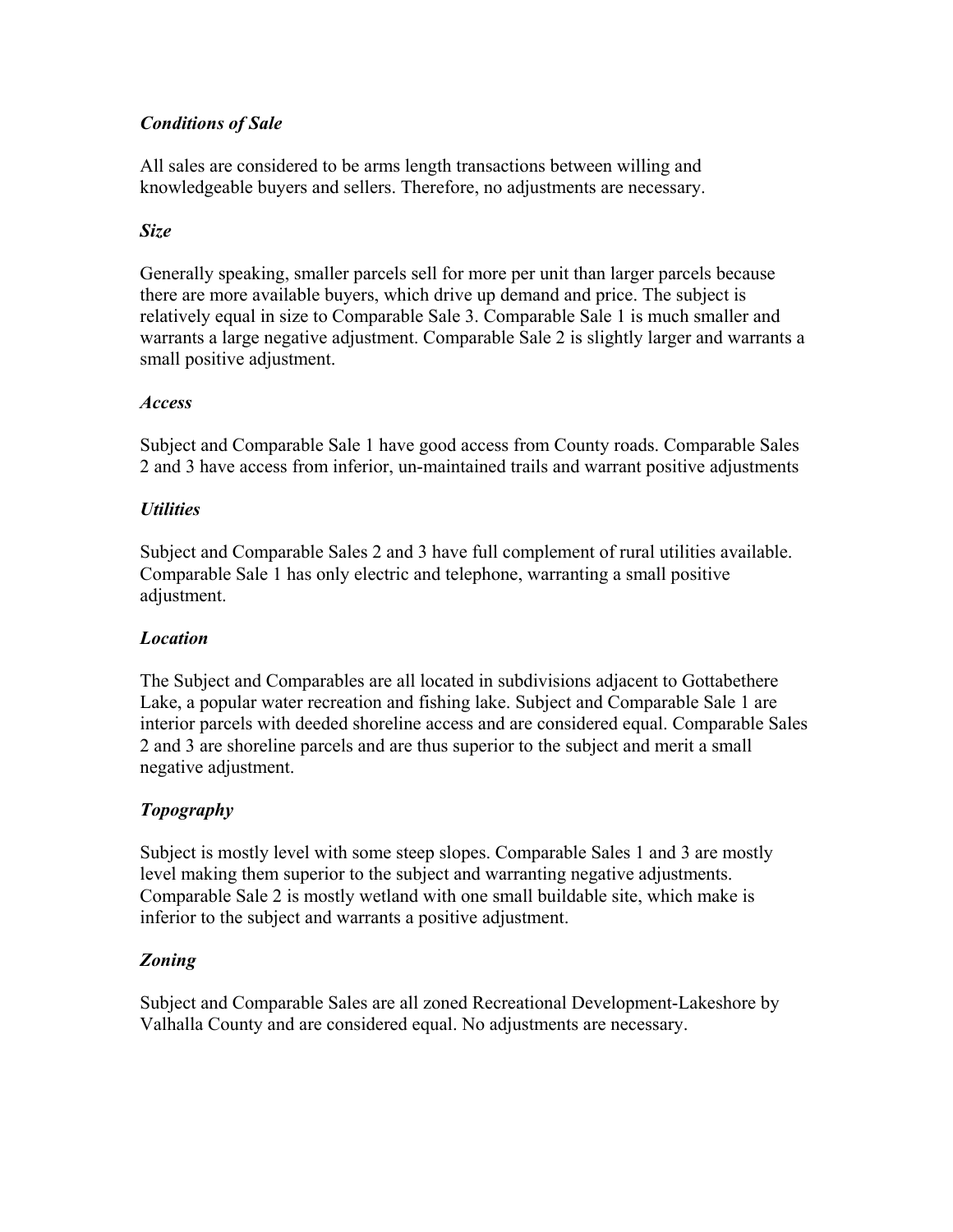### *Conditions of Sale*

All sales are considered to be arms length transactions between willing and knowledgeable buyers and sellers. Therefore, no adjustments are necessary.

### *Size*

Generally speaking, smaller parcels sell for more per unit than larger parcels because there are more available buyers, which drive up demand and price. The subject is relatively equal in size to Comparable Sale 3. Comparable Sale 1 is much smaller and warrants a large negative adjustment. Comparable Sale 2 is slightly larger and warrants a small positive adjustment.

### *Access*

Subject and Comparable Sale 1 have good access from County roads. Comparable Sales 2 and 3 have access from inferior, un-maintained trails and warrant positive adjustments

### *Utilities*

Subject and Comparable Sales 2 and 3 have full complement of rural utilities available. Comparable Sale 1 has only electric and telephone, warranting a small positive adjustment.

### *Location*

The Subject and Comparables are all located in subdivisions adjacent to Gottabethere Lake, a popular water recreation and fishing lake. Subject and Comparable Sale 1 are interior parcels with deeded shoreline access and are considered equal. Comparable Sales 2 and 3 are shoreline parcels and are thus superior to the subject and merit a small negative adjustment.

### *Topography*

Subject is mostly level with some steep slopes. Comparable Sales 1 and 3 are mostly level making them superior to the subject and warranting negative adjustments. Comparable Sale 2 is mostly wetland with one small buildable site, which make is inferior to the subject and warrants a positive adjustment.

### *Zoning*

Subject and Comparable Sales are all zoned Recreational Development-Lakeshore by Valhalla County and are considered equal. No adjustments are necessary.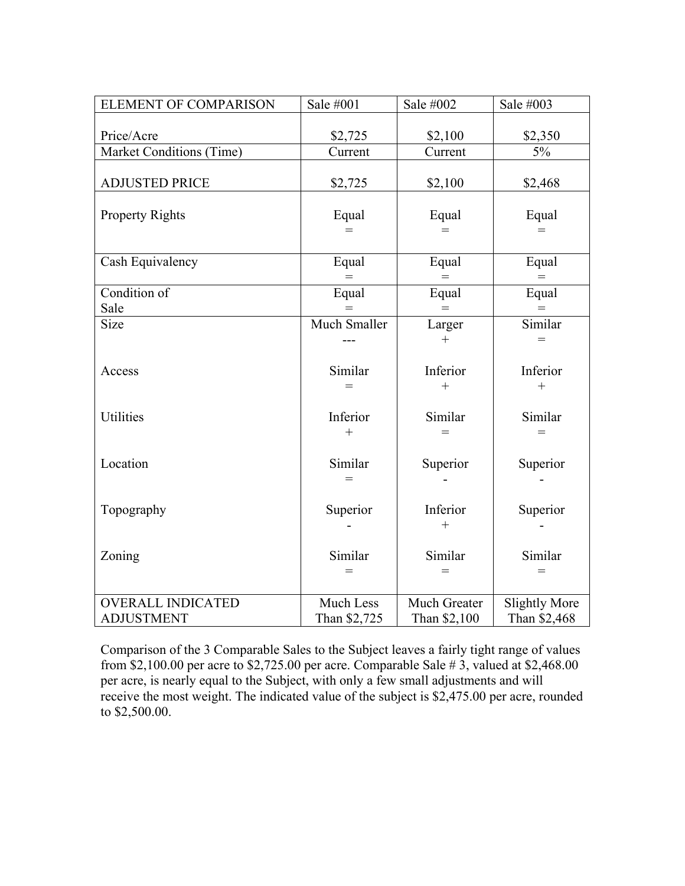| ELEMENT OF COMPARISON | Sale #001 | Sale #002 | Sale #003 |
|---|---|---|---|
| Price/Acre | $2,725 | $2,100 | $2,350 |
| Market Conditions (Time) | Current | Current | 5% |
| ADJUSTED PRICE | $2,725 | $2,100 | $2,468 |
| Property Rights | Equal = | Equal = | Equal = |
| Cash Equivalency | Equal = | Equal = | Equal = |
| Condition of Sale | Equal = | Equal = | Equal = |
| Size | Much Smaller --- | Larger + | Similar = |
| Access | Similar = | Inferior + | Inferior + |
| Utilities | Inferior + | Similar = | Similar = |
| Location | Similar = | Superior - | Superior - |
| Topography | Superior - | Inferior + | Superior - |
| Zoning | Similar = | Similar = | Similar = |
| OVERALL INDICATED ADJUSTMENT | Much Less Than $2,725 | Much Greater Than $2,100 | Slightly More Than $2,468 |

Comparison of the 3 Comparable Sales to the Subject leaves a fairly tight range of values from $2,100.00 per acre to $2,725.00 per acre. Comparable Sale # 3, valued at $2,468.00 per acre, is nearly equal to the Subject, with only a few small adjustments and will receive the most weight. The indicated value of the subject is $2,475.00 per acre, rounded to $2,500.00.